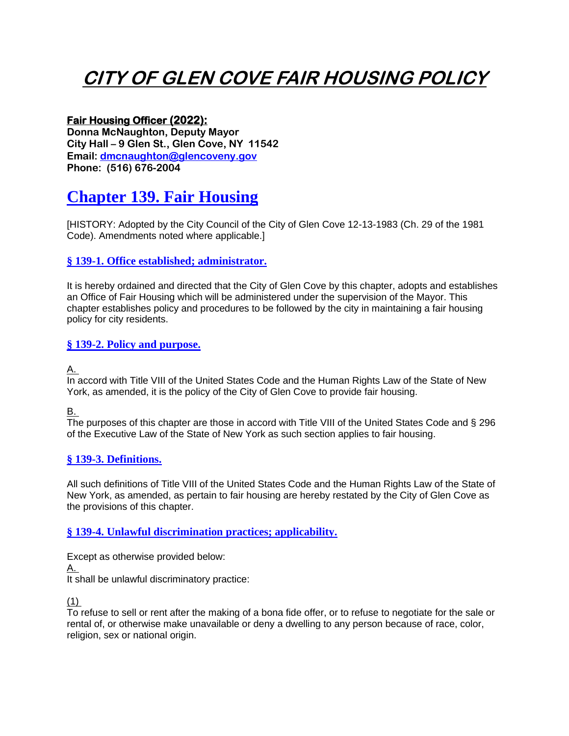# CITY OF GLEN COVE FAIR HOUSING POLICY

**Fair Housing Officer (2022):**
**Donna McNaughton, Deputy Mayor**
**City Hall – 9 Glen St., Glen Cove, NY 11542**
**Email: dmcnaughton@glencoveny.gov**
**Phone: (516) 676-2004**

## Chapter 139. Fair Housing

[HISTORY: Adopted by the City Council of the City of Glen Cove 12-13-1983 (Ch. 29 of the 1981 Code). Amendments noted where applicable.]

### § 139-1. Office established; administrator.

It is hereby ordained and directed that the City of Glen Cove by this chapter, adopts and establishes an Office of Fair Housing which will be administered under the supervision of the Mayor. This chapter establishes policy and procedures to be followed by the city in maintaining a fair housing policy for city residents.

### § 139-2. Policy and purpose.

A.
In accord with Title VIII of the United States Code and the Human Rights Law of the State of New York, as amended, it is the policy of the City of Glen Cove to provide fair housing.

B.
The purposes of this chapter are those in accord with Title VIII of the United States Code and § 296 of the Executive Law of the State of New York as such section applies to fair housing.

### § 139-3. Definitions.

All such definitions of Title VIII of the United States Code and the Human Rights Law of the State of New York, as amended, as pertain to fair housing are hereby restated by the City of Glen Cove as the provisions of this chapter.

### § 139-4. Unlawful discrimination practices; applicability.

Except as otherwise provided below:
A.
It shall be unlawful discriminatory practice:

(1)
To refuse to sell or rent after the making of a bona fide offer, or to refuse to negotiate for the sale or rental of, or otherwise make unavailable or deny a dwelling to any person because of race, color, religion, sex or national origin.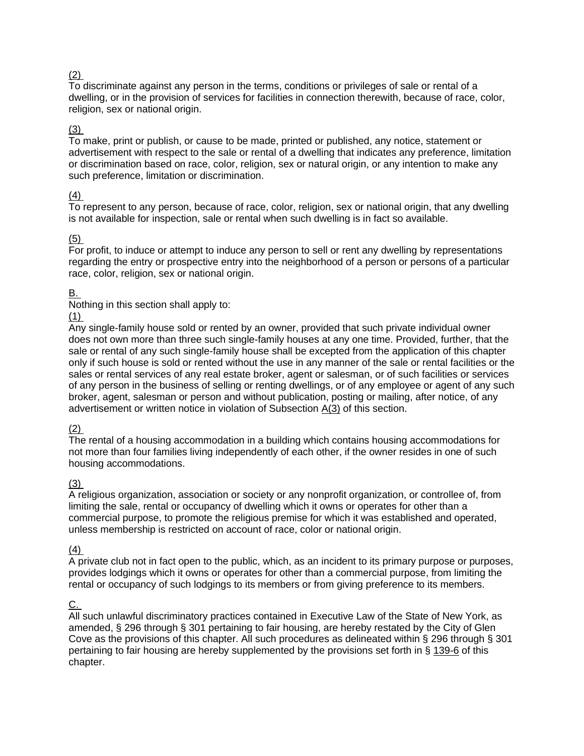(2)
To discriminate against any person in the terms, conditions or privileges of sale or rental of a dwelling, or in the provision of services for facilities in connection therewith, because of race, color, religion, sex or national origin.

(3)
To make, print or publish, or cause to be made, printed or published, any notice, statement or advertisement with respect to the sale or rental of a dwelling that indicates any preference, limitation or discrimination based on race, color, religion, sex or natural origin, or any intention to make any such preference, limitation or discrimination.

(4)
To represent to any person, because of race, color, religion, sex or national origin, that any dwelling is not available for inspection, sale or rental when such dwelling is in fact so available.

(5)
For profit, to induce or attempt to induce any person to sell or rent any dwelling by representations regarding the entry or prospective entry into the neighborhood of a person or persons of a particular race, color, religion, sex or national origin.

B.
Nothing in this section shall apply to:

(1)
Any single-family house sold or rented by an owner, provided that such private individual owner does not own more than three such single-family houses at any one time. Provided, further, that the sale or rental of any such single-family house shall be excepted from the application of this chapter only if such house is sold or rented without the use in any manner of the sale or rental facilities or the sales or rental services of any real estate broker, agent or salesman, or of such facilities or services of any person in the business of selling or renting dwellings, or of any employee or agent of any such broker, agent, salesman or person and without publication, posting or mailing, after notice, of any advertisement or written notice in violation of Subsection A(3) of this section.

(2)
The rental of a housing accommodation in a building which contains housing accommodations for not more than four families living independently of each other, if the owner resides in one of such housing accommodations.

(3)
A religious organization, association or society or any nonprofit organization, or controllee of, from limiting the sale, rental or occupancy of dwelling which it owns or operates for other than a commercial purpose, to promote the religious premise for which it was established and operated, unless membership is restricted on account of race, color or national origin.

(4)
A private club not in fact open to the public, which, as an incident to its primary purpose or purposes, provides lodgings which it owns or operates for other than a commercial purpose, from limiting the rental or occupancy of such lodgings to its members or from giving preference to its members.

C.
All such unlawful discriminatory practices contained in Executive Law of the State of New York, as amended, § 296 through § 301 pertaining to fair housing, are hereby restated by the City of Glen Cove as the provisions of this chapter. All such procedures as delineated within § 296 through § 301 pertaining to fair housing are hereby supplemented by the provisions set forth in § 139-6 of this chapter.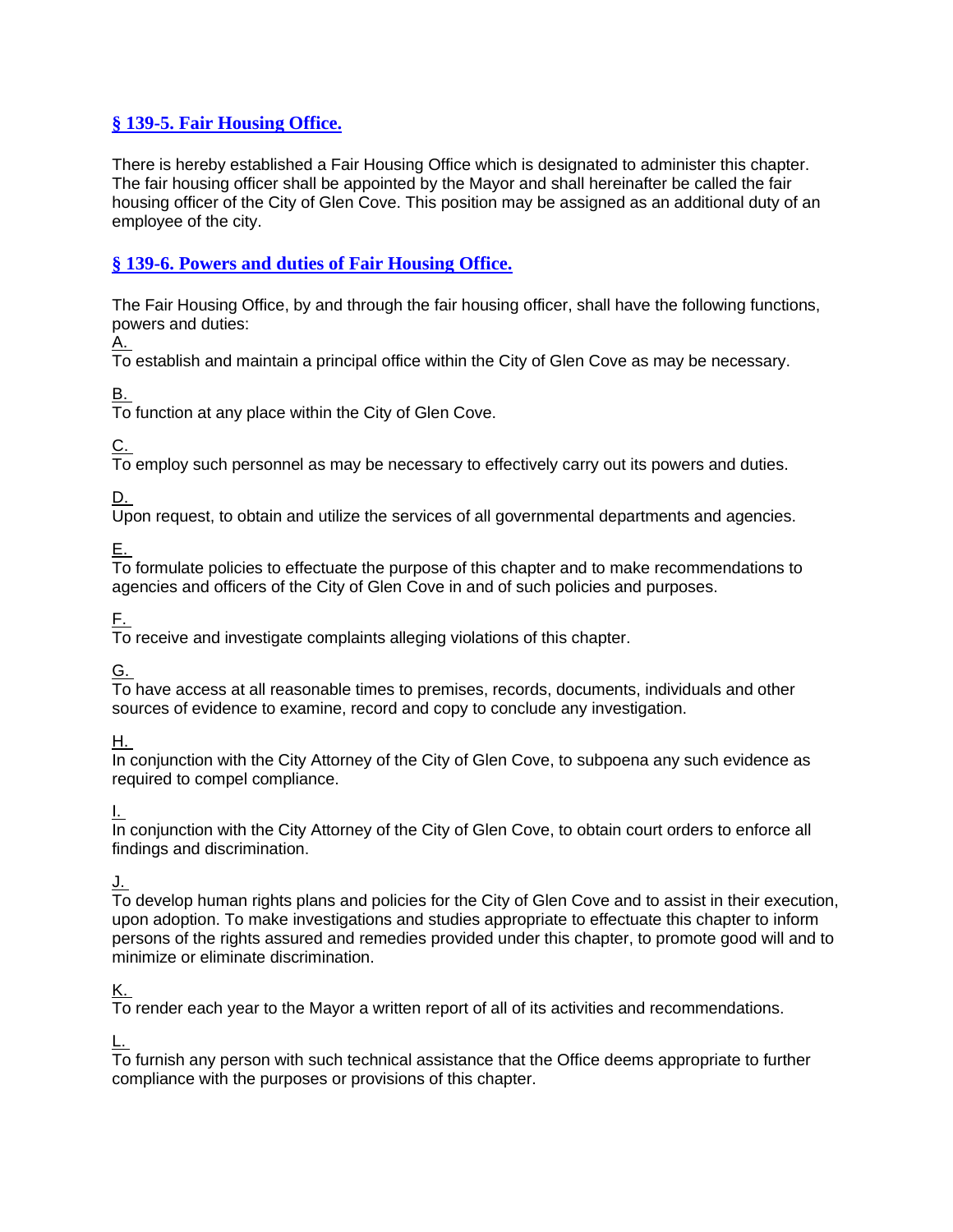## § 139-5. Fair Housing Office.

There is hereby established a Fair Housing Office which is designated to administer this chapter. The fair housing officer shall be appointed by the Mayor and shall hereinafter be called the fair housing officer of the City of Glen Cove. This position may be assigned as an additional duty of an employee of the city.

## § 139-6. Powers and duties of Fair Housing Office.

The Fair Housing Office, by and through the fair housing officer, shall have the following functions, powers and duties:

A. To establish and maintain a principal office within the City of Glen Cove as may be necessary.

B. To function at any place within the City of Glen Cove.

C. To employ such personnel as may be necessary to effectively carry out its powers and duties.

D. Upon request, to obtain and utilize the services of all governmental departments and agencies.

E. To formulate policies to effectuate the purpose of this chapter and to make recommendations to agencies and officers of the City of Glen Cove in and of such policies and purposes.

F. To receive and investigate complaints alleging violations of this chapter.

G. To have access at all reasonable times to premises, records, documents, individuals and other sources of evidence to examine, record and copy to conclude any investigation.

H. In conjunction with the City Attorney of the City of Glen Cove, to subpoena any such evidence as required to compel compliance.

I. In conjunction with the City Attorney of the City of Glen Cove, to obtain court orders to enforce all findings and discrimination.

J. To develop human rights plans and policies for the City of Glen Cove and to assist in their execution, upon adoption. To make investigations and studies appropriate to effectuate this chapter to inform persons of the rights assured and remedies provided under this chapter, to promote good will and to minimize or eliminate discrimination.

K. To render each year to the Mayor a written report of all of its activities and recommendations.

L. To furnish any person with such technical assistance that the Office deems appropriate to further compliance with the purposes or provisions of this chapter.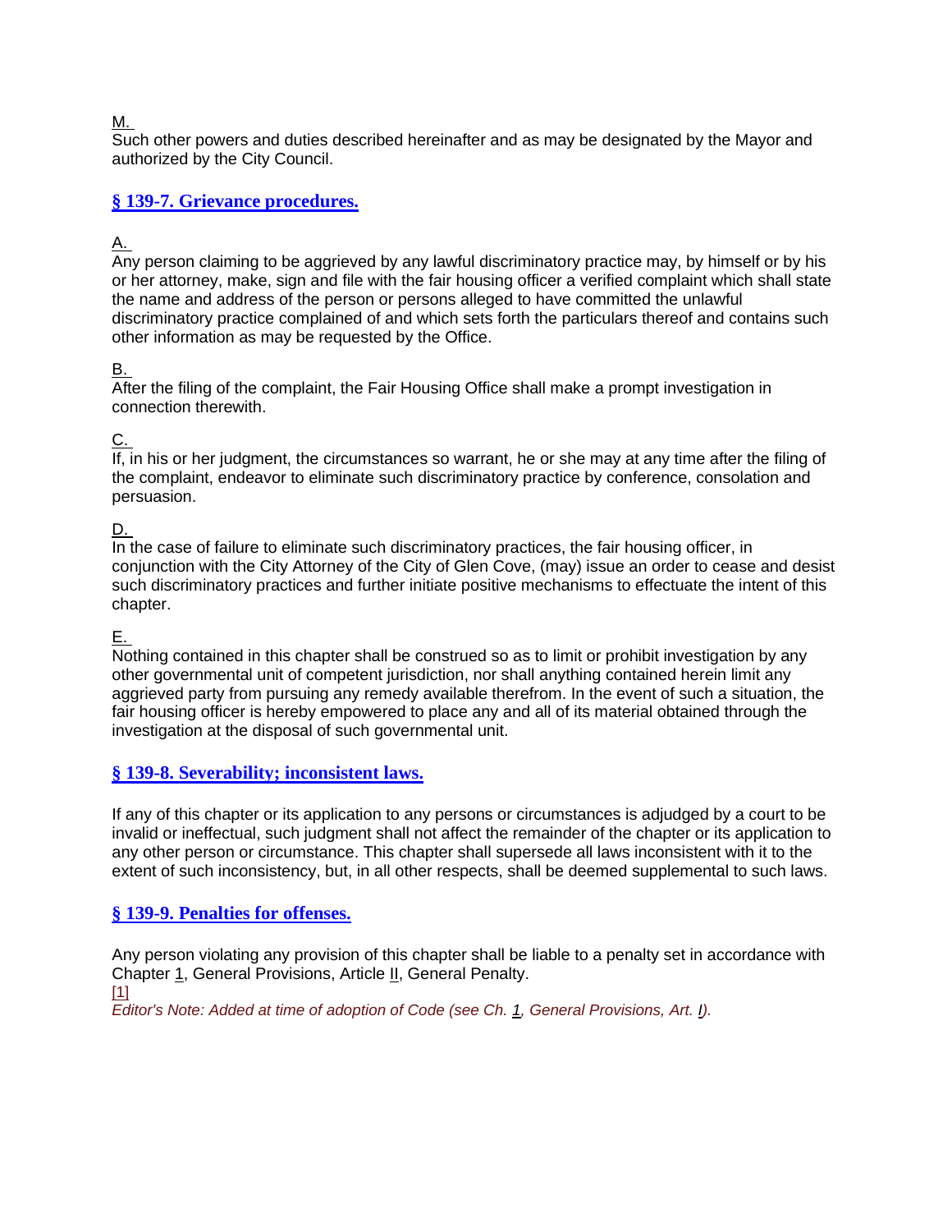M.
Such other powers and duties described hereinafter and as may be designated by the Mayor and authorized by the City Council.

## § 139-7. Grievance procedures.

A.
Any person claiming to be aggrieved by any lawful discriminatory practice may, by himself or by his or her attorney, make, sign and file with the fair housing officer a verified complaint which shall state the name and address of the person or persons alleged to have committed the unlawful discriminatory practice complained of and which sets forth the particulars thereof and contains such other information as may be requested by the Office.

B.
After the filing of the complaint, the Fair Housing Office shall make a prompt investigation in connection therewith.

C.
If, in his or her judgment, the circumstances so warrant, he or she may at any time after the filing of the complaint, endeavor to eliminate such discriminatory practice by conference, consolation and persuasion.

D.
In the case of failure to eliminate such discriminatory practices, the fair housing officer, in conjunction with the City Attorney of the City of Glen Cove, (may) issue an order to cease and desist such discriminatory practices and further initiate positive mechanisms to effectuate the intent of this chapter.

E.
Nothing contained in this chapter shall be construed so as to limit or prohibit investigation by any other governmental unit of competent jurisdiction, nor shall anything contained herein limit any aggrieved party from pursuing any remedy available therefrom. In the event of such a situation, the fair housing officer is hereby empowered to place any and all of its material obtained through the investigation at the disposal of such governmental unit.

## § 139-8. Severability; inconsistent laws.

If any of this chapter or its application to any persons or circumstances is adjudged by a court to be invalid or ineffectual, such judgment shall not affect the remainder of the chapter or its application to any other person or circumstance. This chapter shall supersede all laws inconsistent with it to the extent of such inconsistency, but, in all other respects, shall be deemed supplemental to such laws.

## § 139-9. Penalties for offenses.

Any person violating any provision of this chapter shall be liable to a penalty set in accordance with Chapter 1, General Provisions, Article II, General Penalty.
[1]
*Editor's Note: Added at time of adoption of Code (see Ch. 1, General Provisions, Art. I).*